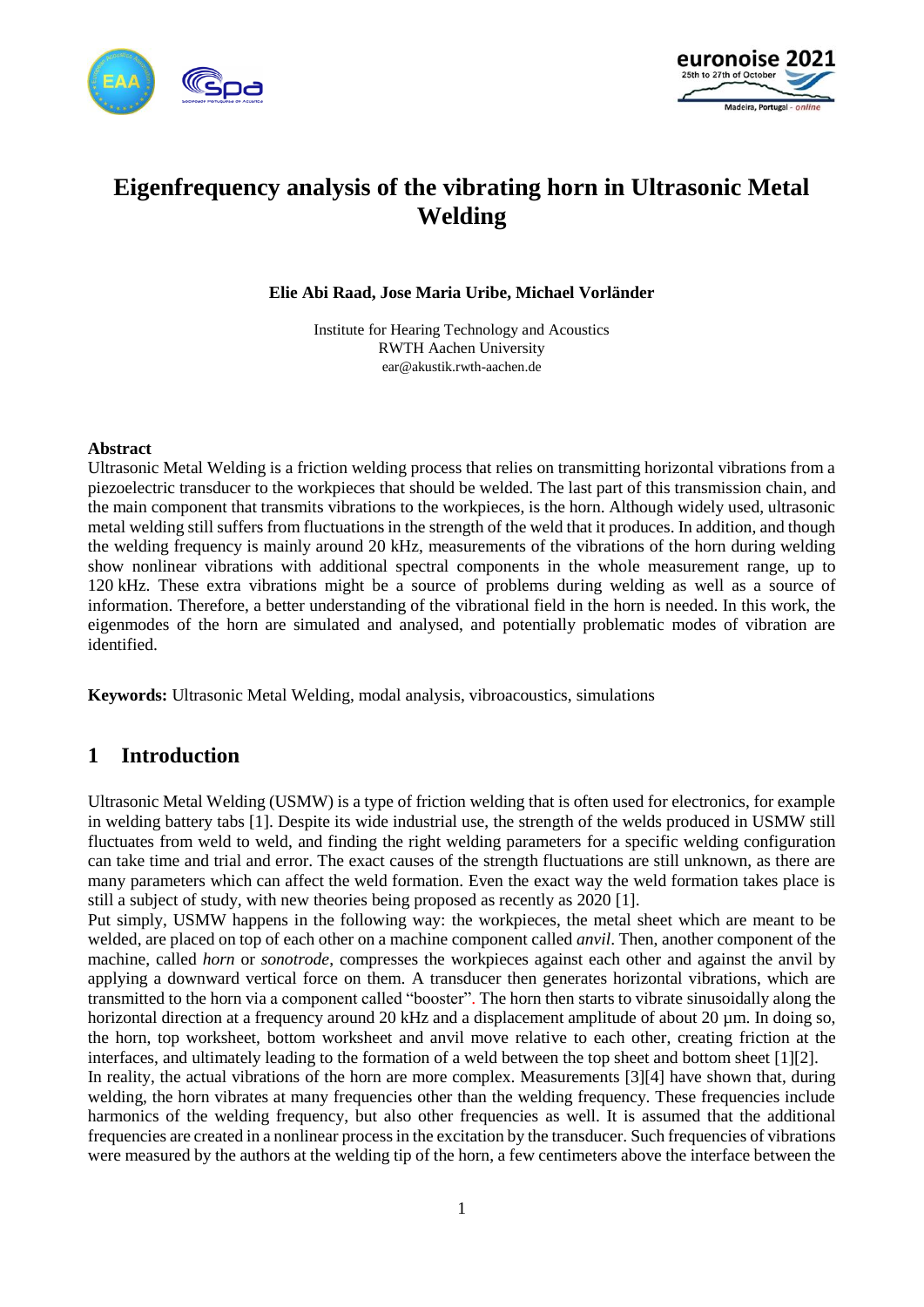# Eigenfrequency analysis of the vibrating horn in Ultrasonic Metal Welding

**Elie Abi Raad, Jose Maria Uribe, Michael Vorländer**

Institute for Hearing Technology and Acoustics
RWTH Aachen University
ear@akustik.rwth-aachen.de

### Abstract

Ultrasonic Metal Welding is a friction welding process that relies on transmitting horizontal vibrations from a piezoelectric transducer to the workpieces that should be welded. The last part of this transmission chain, and the main component that transmits vibrations to the workpieces, is the horn. Although widely used, ultrasonic metal welding still suffers from fluctuations in the strength of the weld that it produces. In addition, and though the welding frequency is mainly around 20 kHz, measurements of the vibrations of the horn during welding show nonlinear vibrations with additional spectral components in the whole measurement range, up to 120 kHz. These extra vibrations might be a source of problems during welding as well as a source of information. Therefore, a better understanding of the vibrational field in the horn is needed. In this work, the eigenmodes of the horn are simulated and analysed, and potentially problematic modes of vibration are identified.

**Keywords:** Ultrasonic Metal Welding, modal analysis, vibroacoustics, simulations

## 1 Introduction

Ultrasonic Metal Welding (USMW) is a type of friction welding that is often used for electronics, for example in welding battery tabs [1]. Despite its wide industrial use, the strength of the welds produced in USMW still fluctuates from weld to weld, and finding the right welding parameters for a specific welding configuration can take time and trial and error. The exact causes of the strength fluctuations are still unknown, as there are many parameters which can affect the weld formation. Even the exact way the weld formation takes place is still a subject of study, with new theories being proposed as recently as 2020 [1].

Put simply, USMW happens in the following way: the workpieces, the metal sheet which are meant to be welded, are placed on top of each other on a machine component called *anvil*. Then, another component of the machine, called *horn* or *sonotrode*, compresses the workpieces against each other and against the anvil by applying a downward vertical force on them. A transducer then generates horizontal vibrations, which are transmitted to the horn via a component called "booster". The horn then starts to vibrate sinusoidally along the horizontal direction at a frequency around 20 kHz and a displacement amplitude of about 20 µm. In doing so, the horn, top worksheet, bottom worksheet and anvil move relative to each other, creating friction at the interfaces, and ultimately leading to the formation of a weld between the top sheet and bottom sheet [1][2].

In reality, the actual vibrations of the horn are more complex. Measurements [3][4] have shown that, during welding, the horn vibrates at many frequencies other than the welding frequency. These frequencies include harmonics of the welding frequency, but also other frequencies as well. It is assumed that the additional frequencies are created in a nonlinear process in the excitation by the transducer. Such frequencies of vibrations were measured by the authors at the welding tip of the horn, a few centimeters above the interface between the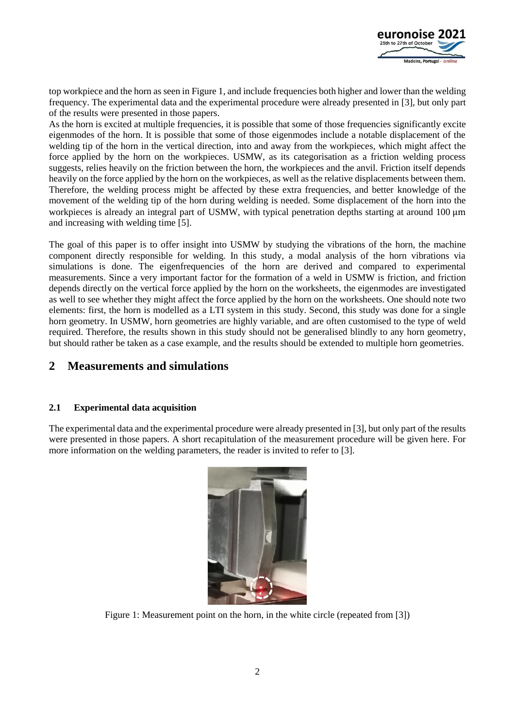top workpiece and the horn as seen in Figure 1, and include frequencies both higher and lower than the welding frequency. The experimental data and the experimental procedure were already presented in [3], but only part of the results were presented in those papers.
As the horn is excited at multiple frequencies, it is possible that some of those frequencies significantly excite eigenmodes of the horn. It is possible that some of those eigenmodes include a notable displacement of the welding tip of the horn in the vertical direction, into and away from the workpieces, which might affect the force applied by the horn on the workpieces. USMW, as its categorisation as a friction welding process suggests, relies heavily on the friction between the horn, the workpieces and the anvil. Friction itself depends heavily on the force applied by the horn on the workpieces, as well as the relative displacements between them. Therefore, the welding process might be affected by these extra frequencies, and better knowledge of the movement of the welding tip of the horn during welding is needed. Some displacement of the horn into the workpieces is already an integral part of USMW, with typical penetration depths starting at around 100 µm and increasing with welding time [5].

The goal of this paper is to offer insight into USMW by studying the vibrations of the horn, the machine component directly responsible for welding. In this study, a modal analysis of the horn vibrations via simulations is done. The eigenfrequencies of the horn are derived and compared to experimental measurements. Since a very important factor for the formation of a weld in USMW is friction, and friction depends directly on the vertical force applied by the horn on the worksheets, the eigenmodes are investigated as well to see whether they might affect the force applied by the horn on the worksheets. One should note two elements: first, the horn is modelled as a LTI system in this study. Second, this study was done for a single horn geometry. In USMW, horn geometries are highly variable, and are often customised to the type of weld required. Therefore, the results shown in this study should not be generalised blindly to any horn geometry, but should rather be taken as a case example, and the results should be extended to multiple horn geometries.

# 2 Measurements and simulations

## 2.1 Experimental data acquisition

The experimental data and the experimental procedure were already presented in [3], but only part of the results were presented in those papers. A short recapitulation of the measurement procedure will be given here. For more information on the welding parameters, the reader is invited to refer to [3].

Figure 1: Measurement point on the horn, in the white circle (repeated from [3])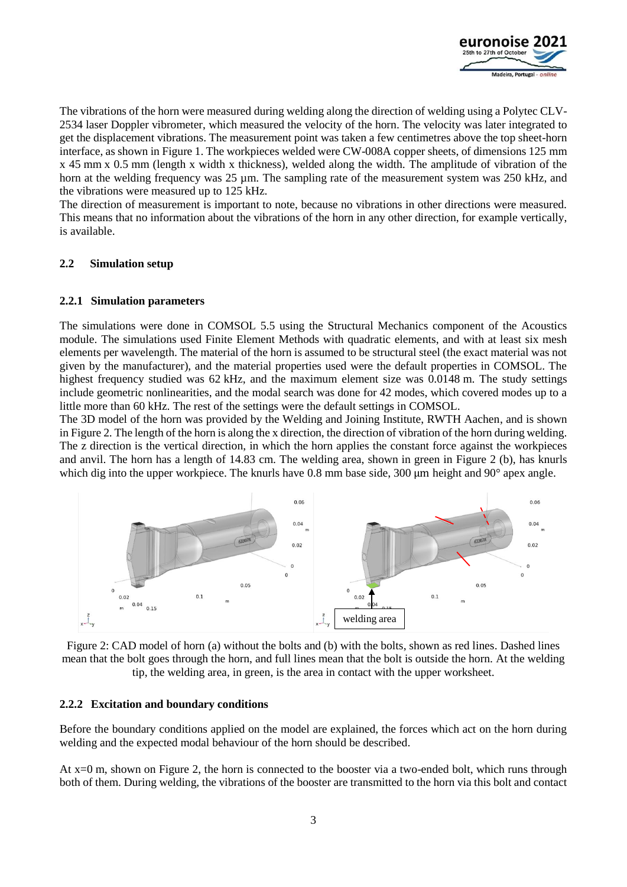The vibrations of the horn were measured during welding along the direction of welding using a Polytec CLV-2534 laser Doppler vibrometer, which measured the velocity of the horn. The velocity was later integrated to get the displacement vibrations. The measurement point was taken a few centimetres above the top sheet-horn interface, as shown in Figure 1. The workpieces welded were CW-008A copper sheets, of dimensions 125 mm x 45 mm x 0.5 mm (length x width x thickness), welded along the width. The amplitude of vibration of the horn at the welding frequency was 25 µm. The sampling rate of the measurement system was 250 kHz, and the vibrations were measured up to 125 kHz.
The direction of measurement is important to note, because no vibrations in other directions were measured. This means that no information about the vibrations of the horn in any other direction, for example vertically, is available.

### 2.2 Simulation setup

#### 2.2.1 Simulation parameters

The simulations were done in COMSOL 5.5 using the Structural Mechanics component of the Acoustics module. The simulations used Finite Element Methods with quadratic elements, and with at least six mesh elements per wavelength. The material of the horn is assumed to be structural steel (the exact material was not given by the manufacturer), and the material properties used were the default properties in COMSOL. The highest frequency studied was 62 kHz, and the maximum element size was 0.0148 m. The study settings include geometric nonlinearities, and the modal search was done for 42 modes, which covered modes up to a little more than 60 kHz. The rest of the settings were the default settings in COMSOL.
The 3D model of the horn was provided by the Welding and Joining Institute, RWTH Aachen, and is shown in Figure 2. The length of the horn is along the x direction, the direction of vibration of the horn during welding. The z direction is the vertical direction, in which the horn applies the constant force against the workpieces and anvil. The horn has a length of 14.83 cm. The welding area, shown in green in Figure 2 (b), has knurls which dig into the upper workpiece. The knurls have 0.8 mm base side, 300 µm height and 90° apex angle.

Figure 2: CAD model of horn (a) without the bolts and (b) with the bolts, shown as red lines. Dashed lines mean that the bolt goes through the horn, and full lines mean that the bolt is outside the horn. At the welding tip, the welding area, in green, is the area in contact with the upper worksheet.

#### 2.2.2 Excitation and boundary conditions

Before the boundary conditions applied on the model are explained, the forces which act on the horn during welding and the expected modal behaviour of the horn should be described.

At x=0 m, shown on Figure 2, the horn is connected to the booster via a two-ended bolt, which runs through both of them. During welding, the vibrations of the booster are transmitted to the horn via this bolt and contact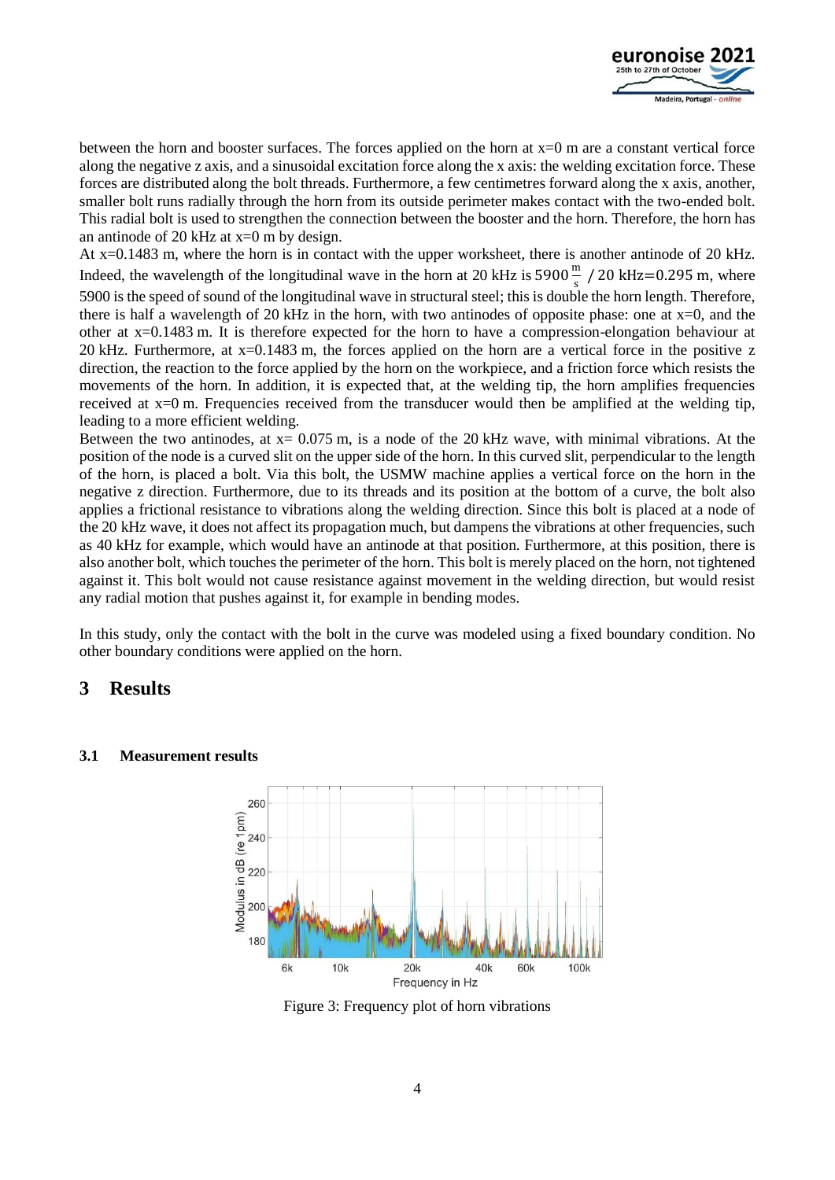between the horn and booster surfaces. The forces applied on the horn at x=0 m are a constant vertical force along the negative z axis, and a sinusoidal excitation force along the x axis: the welding excitation force. These forces are distributed along the bolt threads. Furthermore, a few centimetres forward along the x axis, another, smaller bolt runs radially through the horn from its outside perimeter makes contact with the two-ended bolt. This radial bolt is used to strengthen the connection between the booster and the horn. Therefore, the horn has an antinode of 20 kHz at x=0 m by design.

At x=0.1483 m, where the horn is in contact with the upper worksheet, there is another antinode of 20 kHz. Indeed, the wavelength of the longitudinal wave in the horn at 20 kHz is $5900\,\frac{\mathrm{m}}{\mathrm{s}}\;/\;20\,\mathrm{kHz}=0.295\,\mathrm{m}$, where 5900 is the speed of sound of the longitudinal wave in structural steel; this is double the horn length. Therefore, there is half a wavelength of 20 kHz in the horn, with two antinodes of opposite phase: one at x=0, and the other at x=0.1483 m. It is therefore expected for the horn to have a compression-elongation behaviour at 20 kHz. Furthermore, at x=0.1483 m, the forces applied on the horn are a vertical force in the positive z direction, the reaction to the force applied by the horn on the workpiece, and a friction force which resists the movements of the horn. In addition, it is expected that, at the welding tip, the horn amplifies frequencies received at x=0 m. Frequencies received from the transducer would then be amplified at the welding tip, leading to a more efficient welding.

Between the two antinodes, at x= 0.075 m, is a node of the 20 kHz wave, with minimal vibrations. At the position of the node is a curved slit on the upper side of the horn. In this curved slit, perpendicular to the length of the horn, is placed a bolt. Via this bolt, the USMW machine applies a vertical force on the horn in the negative z direction. Furthermore, due to its threads and its position at the bottom of a curve, the bolt also applies a frictional resistance to vibrations along the welding direction. Since this bolt is placed at a node of the 20 kHz wave, it does not affect its propagation much, but dampens the vibrations at other frequencies, such as 40 kHz for example, which would have an antinode at that position. Furthermore, at this position, there is also another bolt, which touches the perimeter of the horn. This bolt is merely placed on the horn, not tightened against it. This bolt would not cause resistance against movement in the welding direction, but would resist any radial motion that pushes against it, for example in bending modes.

In this study, only the contact with the bolt in the curve was modeled using a fixed boundary condition. No other boundary conditions were applied on the horn.

# 3 Results

## 3.1 Measurement results

Figure 3: Frequency plot of horn vibrations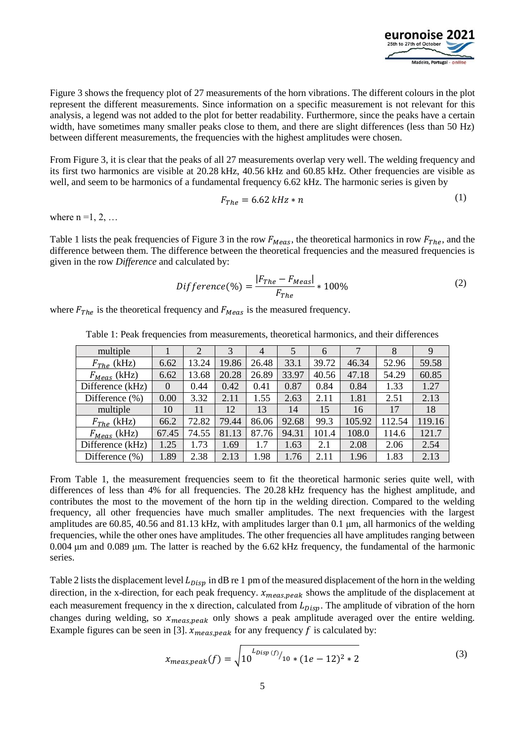Figure 3 shows the frequency plot of 27 measurements of the horn vibrations. The different colours in the plot represent the different measurements. Since information on a specific measurement is not relevant for this analysis, a legend was not added to the plot for better readability. Furthermore, since the peaks have a certain width, have sometimes many smaller peaks close to them, and there are slight differences (less than 50 Hz) between different measurements, the frequencies with the highest amplitudes were chosen.

From Figure 3, it is clear that the peaks of all 27 measurements overlap very well. The welding frequency and its first two harmonics are visible at 20.28 kHz, 40.56 kHz and 60.85 kHz. Other frequencies are visible as well, and seem to be harmonics of a fundamental frequency 6.62 kHz. The harmonic series is given by

$$F_{The} = 6.62\ kHz * n \tag{1}$$

where n =1, 2, …

Table 1 lists the peak frequencies of Figure 3 in the row $F_{Meas}$, the theoretical harmonics in row $F_{The}$, and the difference between them. The difference between the theoretical frequencies and the measured frequencies is given in the row *Difference* and calculated by:

$$Difference(\%) = \frac{|F_{The} - F_{Meas}|}{F_{The}} * 100\% \tag{2}$$

where $F_{The}$ is the theoretical frequency and $F_{Meas}$ is the measured frequency.

Table 1: Peak frequencies from measurements, theoretical harmonics, and their differences

| multiple | 1 | 2 | 3 | 4 | 5 | 6 | 7 | 8 | 9 |
|---|---|---|---|---|---|---|---|---|---|
| $F_{The}$ (kHz) | 6.62 | 13.24 | 19.86 | 26.48 | 33.1 | 39.72 | 46.34 | 52.96 | 59.58 |
| $F_{Meas}$ (kHz) | 6.62 | 13.68 | 20.28 | 26.89 | 33.97 | 40.56 | 47.18 | 54.29 | 60.85 |
| Difference (kHz) | 0 | 0.44 | 0.42 | 0.41 | 0.87 | 0.84 | 0.84 | 1.33 | 1.27 |
| Difference (%) | 0.00 | 3.32 | 2.11 | 1.55 | 2.63 | 2.11 | 1.81 | 2.51 | 2.13 |
| multiple | 10 | 11 | 12 | 13 | 14 | 15 | 16 | 17 | 18 |
| $F_{The}$ (kHz) | 66.2 | 72.82 | 79.44 | 86.06 | 92.68 | 99.3 | 105.92 | 112.54 | 119.16 |
| $F_{Meas}$ (kHz) | 67.45 | 74.55 | 81.13 | 87.76 | 94.31 | 101.4 | 108.0 | 114.6 | 121.7 |
| Difference (kHz) | 1.25 | 1.73 | 1.69 | 1.7 | 1.63 | 2.1 | 2.08 | 2.06 | 2.54 |
| Difference (%) | 1.89 | 2.38 | 2.13 | 1.98 | 1.76 | 2.11 | 1.96 | 1.83 | 2.13 |

From Table 1, the measurement frequencies seem to fit the theoretical harmonic series quite well, with differences of less than 4% for all frequencies. The 20.28 kHz frequency has the highest amplitude, and contributes the most to the movement of the horn tip in the welding direction. Compared to the welding frequency, all other frequencies have much smaller amplitudes. The next frequencies with the largest amplitudes are 60.85, 40.56 and 81.13 kHz, with amplitudes larger than 0.1 μm, all harmonics of the welding frequencies, while the other ones have amplitudes. The other frequencies all have amplitudes ranging between 0.004 μm and 0.089 μm. The latter is reached by the 6.62 kHz frequency, the fundamental of the harmonic series.

Table 2 lists the displacement level $L_{Disp}$ in dB re 1 pm of the measured displacement of the horn in the welding direction, in the x-direction, for each peak frequency. $x_{meas,peak}$ shows the amplitude of the displacement at each measurement frequency in the x direction, calculated from $L_{Disp}$. The amplitude of vibration of the horn changes during welding, so $x_{meas,peak}$ only shows a peak amplitude averaged over the entire welding. Example figures can be seen in [3]. $x_{meas,peak}$ for any frequency $f$ is calculated by:

$$x_{meas,peak}(f) = \sqrt{10^{L_{Disp}(f)/10} * (1e-12)^2 * 2} \tag{3}$$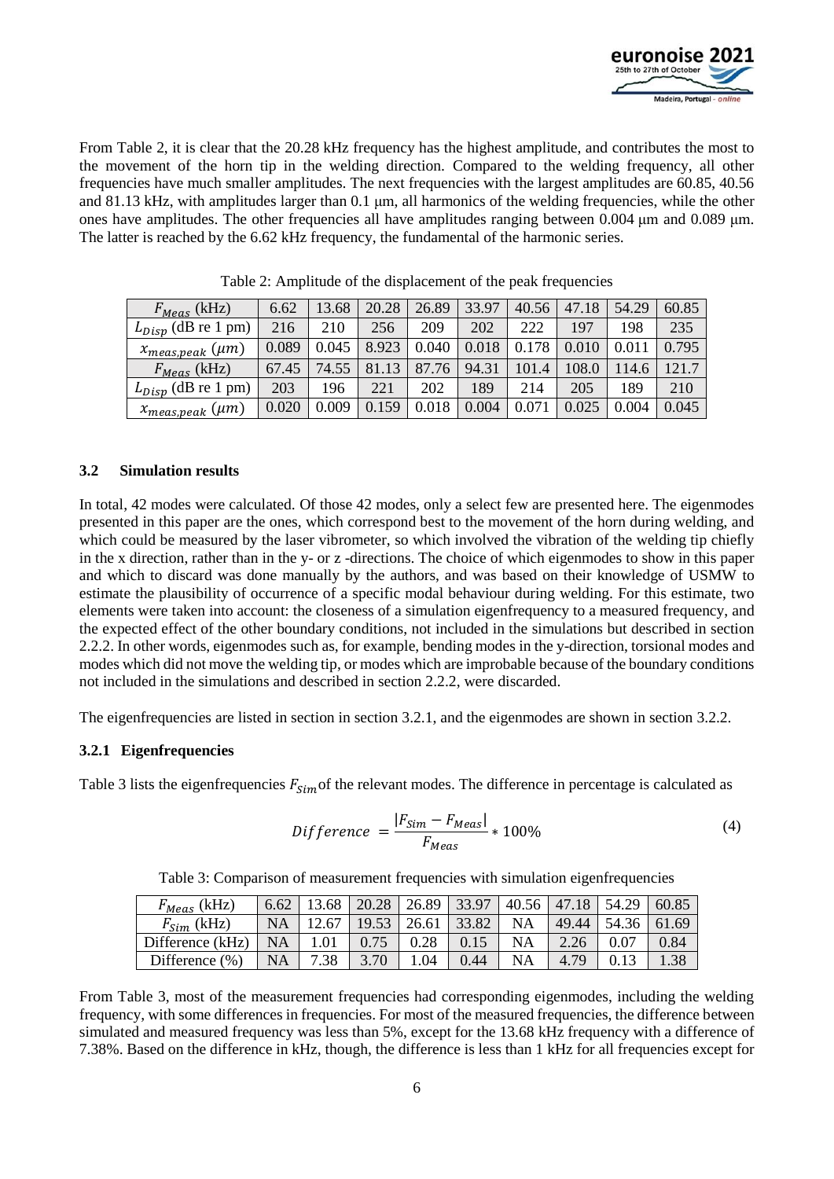From Table 2, it is clear that the 20.28 kHz frequency has the highest amplitude, and contributes the most to the movement of the horn tip in the welding direction. Compared to the welding frequency, all other frequencies have much smaller amplitudes. The next frequencies with the largest amplitudes are 60.85, 40.56 and 81.13 kHz, with amplitudes larger than 0.1 μm, all harmonics of the welding frequencies, while the other ones have amplitudes. The other frequencies all have amplitudes ranging between 0.004 μm and 0.089 μm. The latter is reached by the 6.62 kHz frequency, the fundamental of the harmonic series.

Table 2: Amplitude of the displacement of the peak frequencies

| $F_{Meas}$ (kHz) | 6.62 | 13.68 | 20.28 | 26.89 | 33.97 | 40.56 | 47.18 | 54.29 | 60.85 |
|---|---|---|---|---|---|---|---|---|---|
| $L_{Disp}$ (dB re 1 pm) | 216 | 210 | 256 | 209 | 202 | 222 | 197 | 198 | 235 |
| $x_{meas,peak}$ $(\mu m)$ | 0.089 | 0.045 | 8.923 | 0.040 | 0.018 | 0.178 | 0.010 | 0.011 | 0.795 |
| $F_{Meas}$ (kHz) | 67.45 | 74.55 | 81.13 | 87.76 | 94.31 | 101.4 | 108.0 | 114.6 | 121.7 |
| $L_{Disp}$ (dB re 1 pm) | 203 | 196 | 221 | 202 | 189 | 214 | 205 | 189 | 210 |
| $x_{meas,peak}$ $(\mu m)$ | 0.020 | 0.009 | 0.159 | 0.018 | 0.004 | 0.071 | 0.025 | 0.004 | 0.045 |

### 3.2 Simulation results

In total, 42 modes were calculated. Of those 42 modes, only a select few are presented here. The eigenmodes presented in this paper are the ones, which correspond best to the movement of the horn during welding, and which could be measured by the laser vibrometer, so which involved the vibration of the welding tip chiefly in the x direction, rather than in the y- or z -directions. The choice of which eigenmodes to show in this paper and which to discard was done manually by the authors, and was based on their knowledge of USMW to estimate the plausibility of occurrence of a specific modal behaviour during welding. For this estimate, two elements were taken into account: the closeness of a simulation eigenfrequency to a measured frequency, and the expected effect of the other boundary conditions, not included in the simulations but described in section 2.2.2. In other words, eigenmodes such as, for example, bending modes in the y-direction, torsional modes and modes which did not move the welding tip, or modes which are improbable because of the boundary conditions not included in the simulations and described in section 2.2.2, were discarded.

The eigenfrequencies are listed in section in section 3.2.1, and the eigenmodes are shown in section 3.2.2.

#### 3.2.1 Eigenfrequencies

Table 3 lists the eigenfrequencies $F_{Sim}$ of the relevant modes. The difference in percentage is calculated as

$$Difference = \frac{|F_{Sim} - F_{Meas}|}{F_{Meas}} * 100\% \tag{4}$$

Table 3: Comparison of measurement frequencies with simulation eigenfrequencies

| $F_{Meas}$ (kHz) | 6.62 | 13.68 | 20.28 | 26.89 | 33.97 | 40.56 | 47.18 | 54.29 | 60.85 |
|---|---|---|---|---|---|---|---|---|---|
| $F_{Sim}$ (kHz) | NA | 12.67 | 19.53 | 26.61 | 33.82 | NA | 49.44 | 54.36 | 61.69 |
| Difference (kHz) | NA | 1.01 | 0.75 | 0.28 | 0.15 | NA | 2.26 | 0.07 | 0.84 |
| Difference (%) | NA | 7.38 | 3.70 | 1.04 | 0.44 | NA | 4.79 | 0.13 | 1.38 |

From Table 3, most of the measurement frequencies had corresponding eigenmodes, including the welding frequency, with some differences in frequencies. For most of the measured frequencies, the difference between simulated and measured frequency was less than 5%, except for the 13.68 kHz frequency with a difference of 7.38%. Based on the difference in kHz, though, the difference is less than 1 kHz for all frequencies except for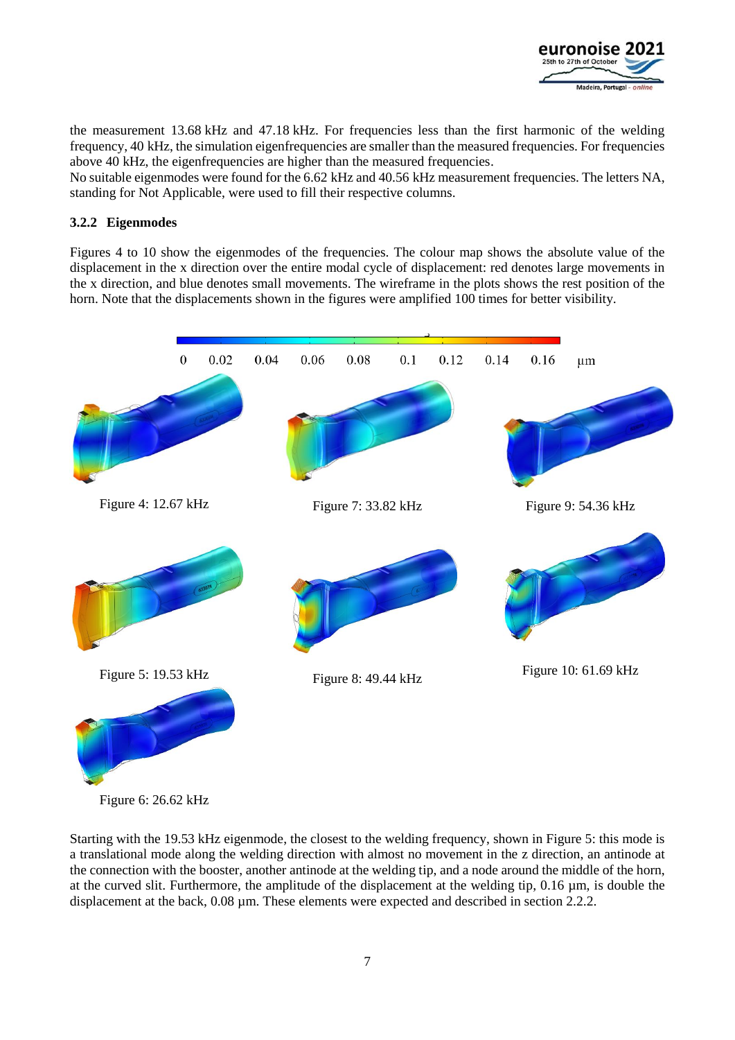the measurement 13.68 kHz and 47.18 kHz. For frequencies less than the first harmonic of the welding frequency, 40 kHz, the simulation eigenfrequencies are smaller than the measured frequencies. For frequencies above 40 kHz, the eigenfrequencies are higher than the measured frequencies.
No suitable eigenmodes were found for the 6.62 kHz and 40.56 kHz measurement frequencies. The letters NA, standing for Not Applicable, were used to fill their respective columns.

### 3.2.2 Eigenmodes

Figures 4 to 10 show the eigenmodes of the frequencies. The colour map shows the absolute value of the displacement in the x direction over the entire modal cycle of displacement: red denotes large movements in the x direction, and blue denotes small movements. The wireframe in the plots shows the rest position of the horn. Note that the displacements shown in the figures were amplified 100 times for better visibility.

Figure 4: 12.67 kHz

Figure 7: 33.82 kHz

Figure 9: 54.36 kHz

Figure 5: 19.53 kHz

Figure 8: 49.44 kHz

Figure 10: 61.69 kHz

Figure 6: 26.62 kHz

Starting with the 19.53 kHz eigenmode, the closest to the welding frequency, shown in Figure 5: this mode is a translational mode along the welding direction with almost no movement in the z direction, an antinode at the connection with the booster, another antinode at the welding tip, and a node around the middle of the horn, at the curved slit. Furthermore, the amplitude of the displacement at the welding tip, 0.16 µm, is double the displacement at the back, 0.08 µm. These elements were expected and described in section 2.2.2.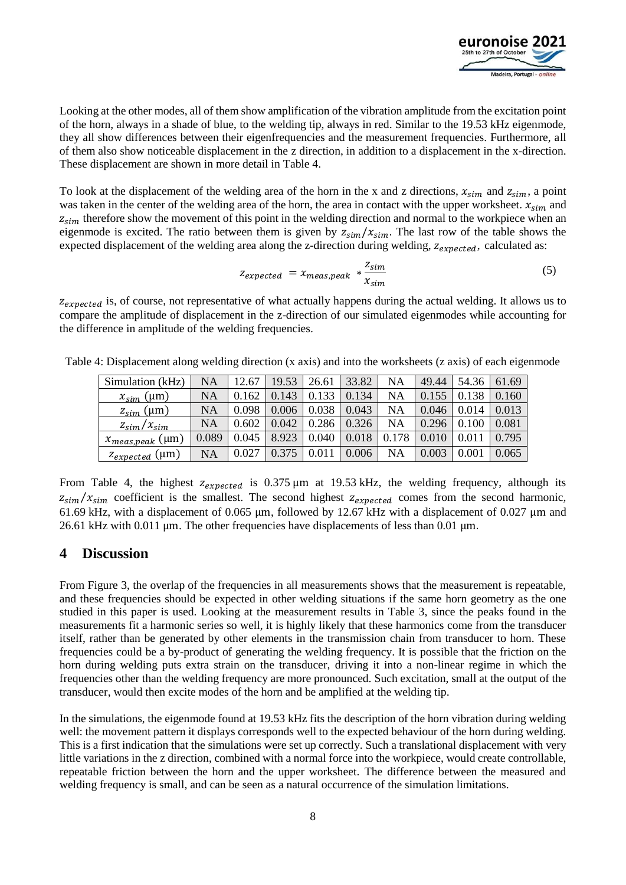Looking at the other modes, all of them show amplification of the vibration amplitude from the excitation point of the horn, always in a shade of blue, to the welding tip, always in red. Similar to the 19.53 kHz eigenmode, they all show differences between their eigenfrequencies and the measurement frequencies. Furthermore, all of them also show noticeable displacement in the z direction, in addition to a displacement in the x-direction. These displacement are shown in more detail in Table 4.

To look at the displacement of the welding area of the horn in the x and z directions, $x_{sim}$ and $z_{sim}$, a point was taken in the center of the welding area of the horn, the area in contact with the upper worksheet. $x_{sim}$ and $z_{sim}$ therefore show the movement of this point in the welding direction and normal to the workpiece when an eigenmode is excited. The ratio between them is given by $z_{sim}/x_{sim}$. The last row of the table shows the expected displacement of the welding area along the z-direction during welding, $z_{expected}$, calculated as:

$$z_{expected} = x_{meas,peak} * \frac{z_{sim}}{x_{sim}} \tag{5}$$

$z_{expected}$ is, of course, not representative of what actually happens during the actual welding. It allows us to compare the amplitude of displacement in the z-direction of our simulated eigenmodes while accounting for the difference in amplitude of the welding frequencies.

Table 4: Displacement along welding direction (x axis) and into the worksheets (z axis) of each eigenmode

| Simulation (kHz) | NA | 12.67 | 19.53 | 26.61 | 33.82 | NA | 49.44 | 54.36 | 61.69 |
|---|---|---|---|---|---|---|---|---|---|
| $x_{sim}$ (µm) | NA | 0.162 | 0.143 | 0.133 | 0.134 | NA | 0.155 | 0.138 | 0.160 |
| $z_{sim}$ (µm) | NA | 0.098 | 0.006 | 0.038 | 0.043 | NA | 0.046 | 0.014 | 0.013 |
| $z_{sim}/x_{sim}$ | NA | 0.602 | 0.042 | 0.286 | 0.326 | NA | 0.296 | 0.100 | 0.081 |
| $x_{meas,peak}$ (µm) | 0.089 | 0.045 | 8.923 | 0.040 | 0.018 | 0.178 | 0.010 | 0.011 | 0.795 |
| $z_{expected}$ (µm) | NA | 0.027 | 0.375 | 0.011 | 0.006 | NA | 0.003 | 0.001 | 0.065 |

From Table 4, the highest $z_{expected}$ is 0.375 µm at 19.53 kHz, the welding frequency, although its $z_{sim}/x_{sim}$ coefficient is the smallest. The second highest $z_{expected}$ comes from the second harmonic, 61.69 kHz, with a displacement of 0.065 µm, followed by 12.67 kHz with a displacement of 0.027 µm and 26.61 kHz with 0.011 µm. The other frequencies have displacements of less than 0.01 µm.

## 4 Discussion

From Figure 3, the overlap of the frequencies in all measurements shows that the measurement is repeatable, and these frequencies should be expected in other welding situations if the same horn geometry as the one studied in this paper is used. Looking at the measurement results in Table 3, since the peaks found in the measurements fit a harmonic series so well, it is highly likely that these harmonics come from the transducer itself, rather than be generated by other elements in the transmission chain from transducer to horn. These frequencies could be a by-product of generating the welding frequency. It is possible that the friction on the horn during welding puts extra strain on the transducer, driving it into a non-linear regime in which the frequencies other than the welding frequency are more pronounced. Such excitation, small at the output of the transducer, would then excite modes of the horn and be amplified at the welding tip.

In the simulations, the eigenmode found at 19.53 kHz fits the description of the horn vibration during welding well: the movement pattern it displays corresponds well to the expected behaviour of the horn during welding. This is a first indication that the simulations were set up correctly. Such a translational displacement with very little variations in the z direction, combined with a normal force into the workpiece, would create controllable, repeatable friction between the horn and the upper worksheet. The difference between the measured and welding frequency is small, and can be seen as a natural occurrence of the simulation limitations.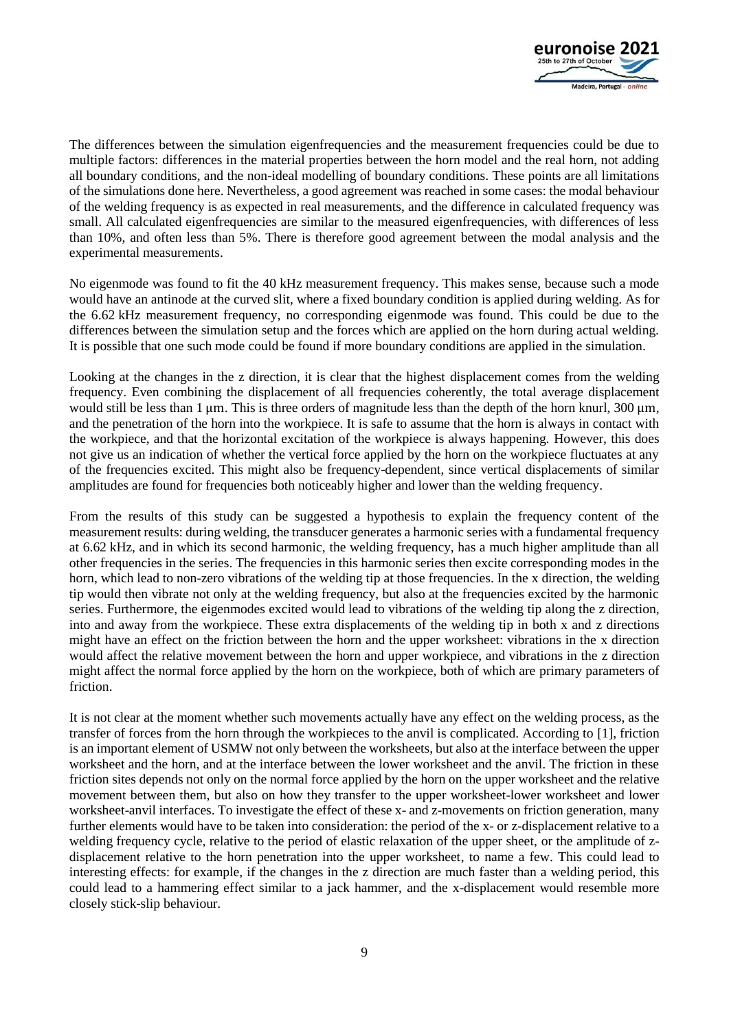The differences between the simulation eigenfrequencies and the measurement frequencies could be due to multiple factors: differences in the material properties between the horn model and the real horn, not adding all boundary conditions, and the non-ideal modelling of boundary conditions. These points are all limitations of the simulations done here. Nevertheless, a good agreement was reached in some cases: the modal behaviour of the welding frequency is as expected in real measurements, and the difference in calculated frequency was small. All calculated eigenfrequencies are similar to the measured eigenfrequencies, with differences of less than 10%, and often less than 5%. There is therefore good agreement between the modal analysis and the experimental measurements.

No eigenmode was found to fit the 40 kHz measurement frequency. This makes sense, because such a mode would have an antinode at the curved slit, where a fixed boundary condition is applied during welding. As for the 6.62 kHz measurement frequency, no corresponding eigenmode was found. This could be due to the differences between the simulation setup and the forces which are applied on the horn during actual welding. It is possible that one such mode could be found if more boundary conditions are applied in the simulation.

Looking at the changes in the z direction, it is clear that the highest displacement comes from the welding frequency. Even combining the displacement of all frequencies coherently, the total average displacement would still be less than 1 µm. This is three orders of magnitude less than the depth of the horn knurl, 300 µm, and the penetration of the horn into the workpiece. It is safe to assume that the horn is always in contact with the workpiece, and that the horizontal excitation of the workpiece is always happening. However, this does not give us an indication of whether the vertical force applied by the horn on the workpiece fluctuates at any of the frequencies excited. This might also be frequency-dependent, since vertical displacements of similar amplitudes are found for frequencies both noticeably higher and lower than the welding frequency.

From the results of this study can be suggested a hypothesis to explain the frequency content of the measurement results: during welding, the transducer generates a harmonic series with a fundamental frequency at 6.62 kHz, and in which its second harmonic, the welding frequency, has a much higher amplitude than all other frequencies in the series. The frequencies in this harmonic series then excite corresponding modes in the horn, which lead to non-zero vibrations of the welding tip at those frequencies. In the x direction, the welding tip would then vibrate not only at the welding frequency, but also at the frequencies excited by the harmonic series. Furthermore, the eigenmodes excited would lead to vibrations of the welding tip along the z direction, into and away from the workpiece. These extra displacements of the welding tip in both x and z directions might have an effect on the friction between the horn and the upper worksheet: vibrations in the x direction would affect the relative movement between the horn and upper workpiece, and vibrations in the z direction might affect the normal force applied by the horn on the workpiece, both of which are primary parameters of friction.

It is not clear at the moment whether such movements actually have any effect on the welding process, as the transfer of forces from the horn through the workpieces to the anvil is complicated. According to [1], friction is an important element of USMW not only between the worksheets, but also at the interface between the upper worksheet and the horn, and at the interface between the lower worksheet and the anvil. The friction in these friction sites depends not only on the normal force applied by the horn on the upper worksheet and the relative movement between them, but also on how they transfer to the upper worksheet-lower worksheet and lower worksheet-anvil interfaces. To investigate the effect of these x- and z-movements on friction generation, many further elements would have to be taken into consideration: the period of the x- or z-displacement relative to a welding frequency cycle, relative to the period of elastic relaxation of the upper sheet, or the amplitude of z-displacement relative to the horn penetration into the upper worksheet, to name a few. This could lead to interesting effects: for example, if the changes in the z direction are much faster than a welding period, this could lead to a hammering effect similar to a jack hammer, and the x-displacement would resemble more closely stick-slip behaviour.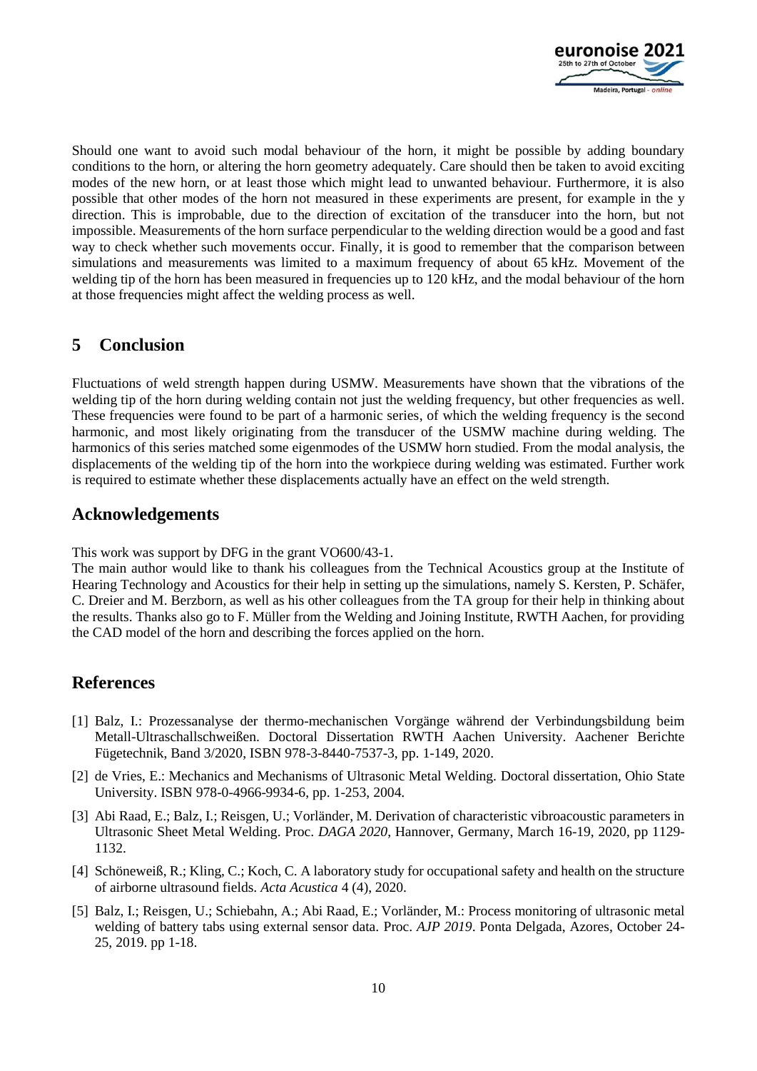Should one want to avoid such modal behaviour of the horn, it might be possible by adding boundary conditions to the horn, or altering the horn geometry adequately. Care should then be taken to avoid exciting modes of the new horn, or at least those which might lead to unwanted behaviour. Furthermore, it is also possible that other modes of the horn not measured in these experiments are present, for example in the y direction. This is improbable, due to the direction of excitation of the transducer into the horn, but not impossible. Measurements of the horn surface perpendicular to the welding direction would be a good and fast way to check whether such movements occur. Finally, it is good to remember that the comparison between simulations and measurements was limited to a maximum frequency of about 65 kHz. Movement of the welding tip of the horn has been measured in frequencies up to 120 kHz, and the modal behaviour of the horn at those frequencies might affect the welding process as well.

# 5 Conclusion

Fluctuations of weld strength happen during USMW. Measurements have shown that the vibrations of the welding tip of the horn during welding contain not just the welding frequency, but other frequencies as well. These frequencies were found to be part of a harmonic series, of which the welding frequency is the second harmonic, and most likely originating from the transducer of the USMW machine during welding. The harmonics of this series matched some eigenmodes of the USMW horn studied. From the modal analysis, the displacements of the welding tip of the horn into the workpiece during welding was estimated. Further work is required to estimate whether these displacements actually have an effect on the weld strength.

# Acknowledgements

This work was support by DFG in the grant VO600/43-1.

The main author would like to thank his colleagues from the Technical Acoustics group at the Institute of Hearing Technology and Acoustics for their help in setting up the simulations, namely S. Kersten, P. Schäfer, C. Dreier and M. Berzborn, as well as his other colleagues from the TA group for their help in thinking about the results. Thanks also go to F. Müller from the Welding and Joining Institute, RWTH Aachen, for providing the CAD model of the horn and describing the forces applied on the horn.

# References

[1] Balz, I.: Prozessanalyse der thermo-mechanischen Vorgänge während der Verbindungsbildung beim Metall-Ultraschallschweißen. Doctoral Dissertation RWTH Aachen University. Aachener Berichte Fügetechnik, Band 3/2020, ISBN 978-3-8440-7537-3, pp. 1-149, 2020.

[2] de Vries, E.: Mechanics and Mechanisms of Ultrasonic Metal Welding. Doctoral dissertation, Ohio State University. ISBN 978-0-4966-9934-6, pp. 1-253, 2004.

[3] Abi Raad, E.; Balz, I.; Reisgen, U.; Vorländer, M. Derivation of characteristic vibroacoustic parameters in Ultrasonic Sheet Metal Welding. Proc. *DAGA 2020*, Hannover, Germany, March 16-19, 2020, pp 1129-1132.

[4] Schöneweiß, R.; Kling, C.; Koch, C. A laboratory study for occupational safety and health on the structure of airborne ultrasound fields. *Acta Acustica* 4 (4), 2020.

[5] Balz, I.; Reisgen, U.; Schiebahn, A.; Abi Raad, E.; Vorländer, M.: Process monitoring of ultrasonic metal welding of battery tabs using external sensor data. Proc. *AJP 2019*. Ponta Delgada, Azores, October 24-25, 2019. pp 1-18.